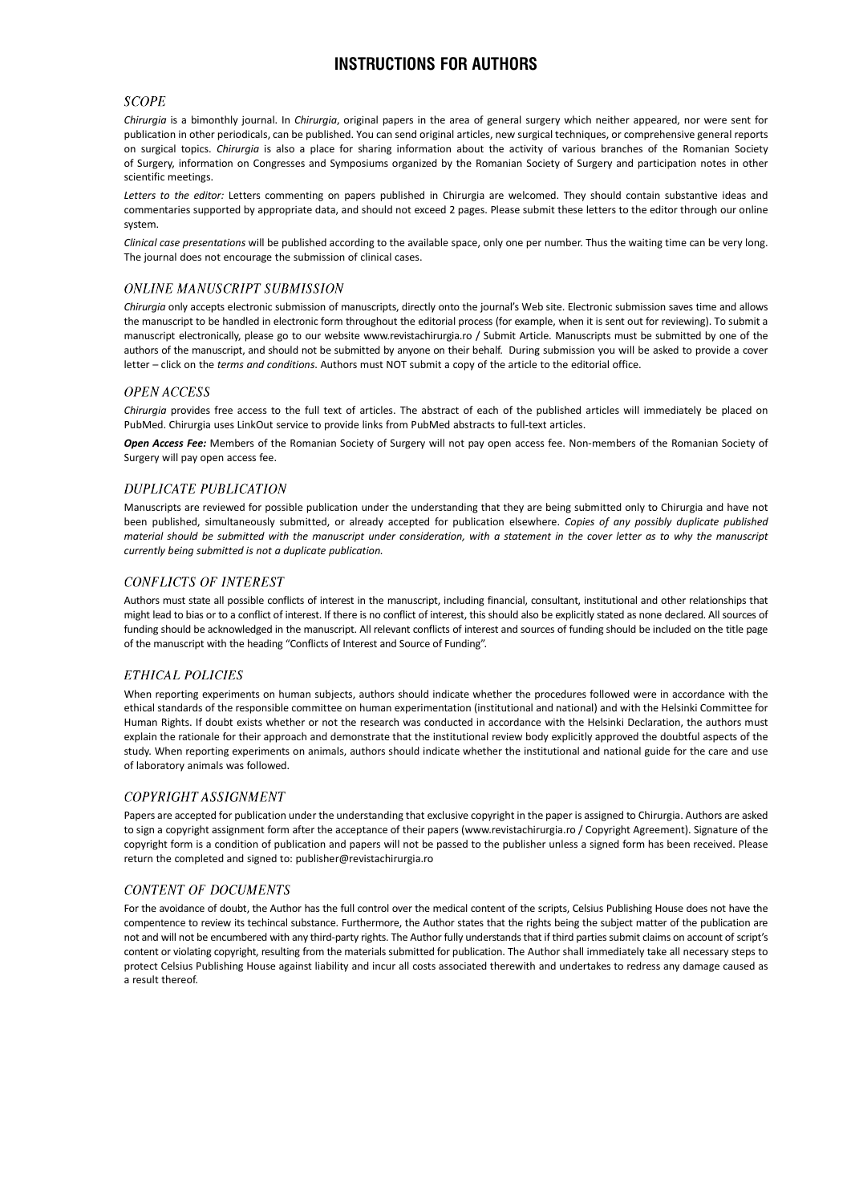# INSTRUCTIONS FOR AUTHORS

## SCOPE

*Chirurgia* is a bimonthly journal. In *Chirurgia*, original papers in the area of general surgery which neither appeared, nor were sent for publication in other periodicals, can be published. You can send original articles, new surgical techniques, or comprehensive general reports on surgical topics. *Chirurgia* is also a place for sharing information about the activity of various branches of the Romanian Society of Surgery, information on Congresses and Symposiums organized by the Romanian Society of Surgery and participation notes in other scientific meetings.

*Letters to the editor:* Letters commenting on papers published in Chirurgia are welcomed. They should contain substantive ideas and commentaries supported by appropriate data, and should not exceed 2 pages. Please submit these letters to the editor through our online system.

*Clinical case presentations* will be published according to the available space, only one per number. Thus the waiting time can be very long. The journal does not encourage the submission of clinical cases.

## ONLINE MANUSCRIPT SUBMISSION

*Chirurgia* only accepts electronic submission of manuscripts, directly onto the journal's Web site. Electronic submission saves time and allows the manuscript to be handled in electronic form throughout the editorial process (for example, when it is sent out for reviewing). To submit a manuscript electronically, please go to our website www.revistachirurgia.ro / Submit Article. Manuscripts must be submitted by one of the authors of the manuscript, and should not be submitted by anyone on their behalf. During submission you will be asked to provide a cover letter – click on the *terms and conditions*. Authors must NOT submit a copy of the article to the editorial office.

## OPEN ACCESS

*Chirurgia* provides free access to the full text of articles. The abstract of each of the published articles will immediately be placed on PubMed. Chirurgia uses LinkOut service to provide links from PubMed abstracts to full-text articles.

***Open Access Fee:*** Members of the Romanian Society of Surgery will not pay open access fee. Non-members of the Romanian Society of Surgery will pay open access fee.

## DUPLICATE PUBLICATION

Manuscripts are reviewed for possible publication under the understanding that they are being submitted only to Chirurgia and have not been published, simultaneously submitted, or already accepted for publication elsewhere. *Copies of any possibly duplicate published material should be submitted with the manuscript under consideration, with a statement in the cover letter as to why the manuscript currently being submitted is not a duplicate publication.*

## CONFLICTS OF INTEREST

Authors must state all possible conflicts of interest in the manuscript, including financial, consultant, institutional and other relationships that might lead to bias or to a conflict of interest. If there is no conflict of interest, this should also be explicitly stated as none declared. All sources of funding should be acknowledged in the manuscript. All relevant conflicts of interest and sources of funding should be included on the title page of the manuscript with the heading "Conflicts of Interest and Source of Funding".

## ETHICAL POLICIES

When reporting experiments on human subjects, authors should indicate whether the procedures followed were in accordance with the ethical standards of the responsible committee on human experimentation (institutional and national) and with the Helsinki Committee for Human Rights. If doubt exists whether or not the research was conducted in accordance with the Helsinki Declaration, the authors must explain the rationale for their approach and demonstrate that the institutional review body explicitly approved the doubtful aspects of the study. When reporting experiments on animals, authors should indicate whether the institutional and national guide for the care and use of laboratory animals was followed.

## COPYRIGHT ASSIGNMENT

Papers are accepted for publication under the understanding that exclusive copyright in the paper is assigned to Chirurgia. Authors are asked to sign a copyright assignment form after the acceptance of their papers (www.revistachirurgia.ro / Copyright Agreement). Signature of the copyright form is a condition of publication and papers will not be passed to the publisher unless a signed form has been received. Please return the completed and signed to: publisher@revistachirurgia.ro

## CONTENT OF DOCUMENTS

For the avoidance of doubt, the Author has the full control over the medical content of the scripts, Celsius Publishing House does not have the compentence to review its techincal substance. Furthermore, the Author states that the rights being the subject matter of the publication are not and will not be encumbered with any third-party rights. The Author fully understands that if third parties submit claims on account of script's content or violating copyright, resulting from the materials submitted for publication. The Author shall immediately take all necessary steps to protect Celsius Publishing House against liability and incur all costs associated therewith and undertakes to redress any damage caused as a result thereof.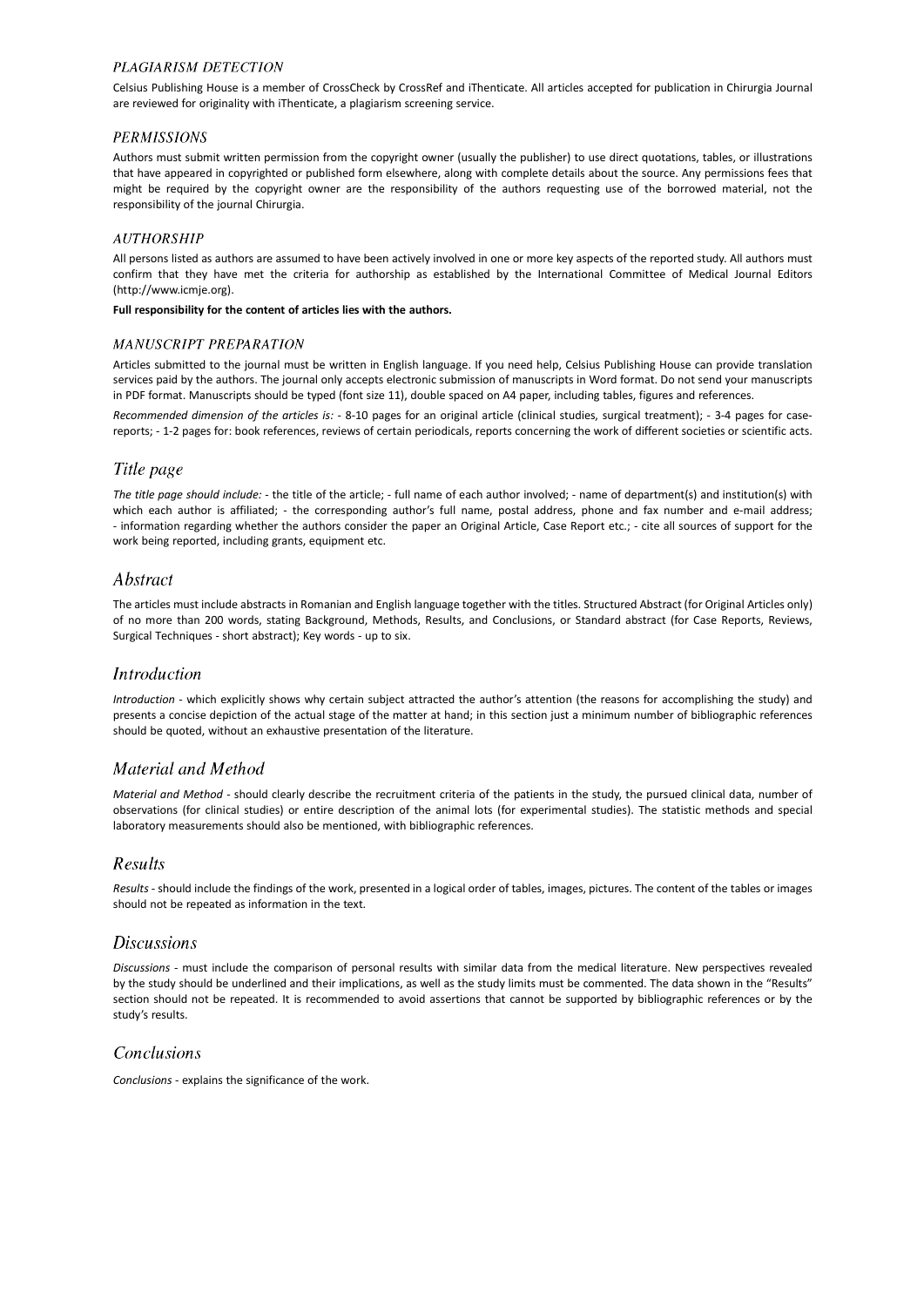### PLAGIARISM DETECTION

Celsius Publishing House is a member of CrossCheck by CrossRef and iThenticate. All articles accepted for publication in Chirurgia Journal are reviewed for originality with iThenticate, a plagiarism screening service.

### PERMISSIONS

Authors must submit written permission from the copyright owner (usually the publisher) to use direct quotations, tables, or illustrations that have appeared in copyrighted or published form elsewhere, along with complete details about the source. Any permissions fees that might be required by the copyright owner are the responsibility of the authors requesting use of the borrowed material, not the responsibility of the journal Chirurgia.

### AUTHORSHIP

All persons listed as authors are assumed to have been actively involved in one or more key aspects of the reported study. All authors must confirm that they have met the criteria for authorship as established by the International Committee of Medical Journal Editors (http://www.icmje.org).

**Full responsibility for the content of articles lies with the authors.**

### MANUSCRIPT PREPARATION

Articles submitted to the journal must be written in English language. If you need help, Celsius Publishing House can provide translation services paid by the authors. The journal only accepts electronic submission of manuscripts in Word format. Do not send your manuscripts in PDF format. Manuscripts should be typed (font size 11), double spaced on A4 paper, including tables, figures and references.

*Recommended dimension of the articles is:* - 8-10 pages for an original article (clinical studies, surgical treatment); - 3-4 pages for case-reports; - 1-2 pages for: book references, reviews of certain periodicals, reports concerning the work of different societies or scientific acts.

## Title page

*The title page should include:* - the title of the article; - full name of each author involved; - name of department(s) and institution(s) with which each author is affiliated; - the corresponding author's full name, postal address, phone and fax number and e-mail address; - information regarding whether the authors consider the paper an Original Article, Case Report etc.; - cite all sources of support for the work being reported, including grants, equipment etc.

## Abstract

The articles must include abstracts in Romanian and English language together with the titles. Structured Abstract (for Original Articles only) of no more than 200 words, stating Background, Methods, Results, and Conclusions, or Standard abstract (for Case Reports, Reviews, Surgical Techniques - short abstract); Key words - up to six.

## Introduction

*Introduction* - which explicitly shows why certain subject attracted the author's attention (the reasons for accomplishing the study) and presents a concise depiction of the actual stage of the matter at hand; in this section just a minimum number of bibliographic references should be quoted, without an exhaustive presentation of the literature.

## Material and Method

*Material and Method* - should clearly describe the recruitment criteria of the patients in the study, the pursued clinical data, number of observations (for clinical studies) or entire description of the animal lots (for experimental studies). The statistic methods and special laboratory measurements should also be mentioned, with bibliographic references.

## Results

*Results* - should include the findings of the work, presented in a logical order of tables, images, pictures. The content of the tables or images should not be repeated as information in the text.

## Discussions

*Discussions* - must include the comparison of personal results with similar data from the medical literature. New perspectives revealed by the study should be underlined and their implications, as well as the study limits must be commented. The data shown in the "Results" section should not be repeated. It is recommended to avoid assertions that cannot be supported by bibliographic references or by the study's results.

## Conclusions

*Conclusions* - explains the significance of the work.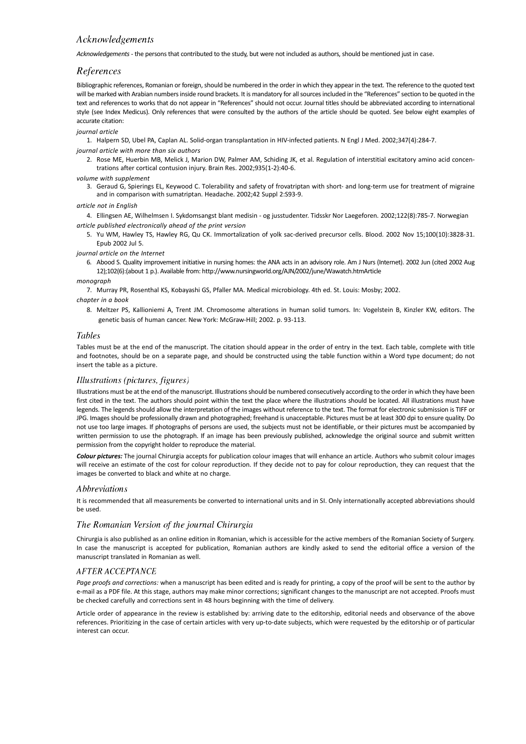## Acknowledgements

*Acknowledgements* - the persons that contributed to the study, but were not included as authors, should be mentioned just in case.

## References

Bibliographic references, Romanian or foreign, should be numbered in the order in which they appear in the text. The reference to the quoted text will be marked with Arabian numbers inside round brackets. It is mandatory for all sources included in the "References" section to be quoted in the text and references to works that do not appear in "References" should not occur. Journal titles should be abbreviated according to international style (see Index Medicus). Only references that were consulted by the authors of the article should be quoted. See below eight examples of accurate citation:

*journal article*

1. Halpern SD, Ubel PA, Caplan AL. Solid-organ transplantation in HIV-infected patients. N Engl J Med. 2002;347(4):284-7.

*journal article with more than six authors*

2. Rose ME, Huerbin MB, Melick J, Marion DW, Palmer AM, Schiding JK, et al. Regulation of interstitial excitatory amino acid concentrations after cortical contusion injury. Brain Res. 2002;935(1-2):40-6.

*volume with supplement*

3. Geraud G, Spierings EL, Keywood C. Tolerability and safety of frovatriptan with short- and long-term use for treatment of migraine and in comparison with sumatriptan. Headache. 2002;42 Suppl 2:S93-9.

*article not in English*

4. Ellingsen AE, Wilhelmsen I. Sykdomsangst blant medisin - og jusstudenter. Tidsskr Nor Laegeforen. 2002;122(8):785-7. Norwegian

*article published electronically ahead of the print version*

5. Yu WM, Hawley TS, Hawley RG, Qu CK. Immortalization of yolk sac-derived precursor cells. Blood. 2002 Nov 15;100(10):3828-31. Epub 2002 Jul 5.

*journal article on the Internet*

6. Abood S. Quality improvement initiative in nursing homes: the ANA acts in an advisory role. Am J Nurs (Internet). 2002 Jun (cited 2002 Aug 12);102(6):(about 1 p.). Available from: http://www.nursingworld.org/AJN/2002/june/Wawatch.htmArticle

*monograph*

7. Murray PR, Rosenthal KS, Kobayashi GS, Pfaller MA. Medical microbiology. 4th ed. St. Louis: Mosby; 2002.

*chapter in a book*

8. Meltzer PS, Kallioniemi A, Trent JM. Chromosome alterations in human solid tumors. In: Vogelstein B, Kinzler KW, editors. The genetic basis of human cancer. New York: McGraw-Hill; 2002. p. 93-113.

## Tables

Tables must be at the end of the manuscript. The citation should appear in the order of entry in the text. Each table, complete with title and footnotes, should be on a separate page, and should be constructed using the table function within a Word type document; do not insert the table as a picture.

## Illustrations (pictures, figures)

Illustrations must be at the end of the manuscript. Illustrations should be numbered consecutively according to the order in which they have been first cited in the text. The authors should point within the text the place where the illustrations should be located. All illustrations must have legends. The legends should allow the interpretation of the images without reference to the text. The format for electronic submission is TIFF or JPG. Images should be professionally drawn and photographed; freehand is unacceptable. Pictures must be at least 300 dpi to ensure quality. Do not use too large images. If photographs of persons are used, the subjects must not be identifiable, or their pictures must be accompanied by written permission to use the photograph. If an image has been previously published, acknowledge the original source and submit written permission from the copyright holder to reproduce the material.

***Colour pictures:*** The journal Chirurgia accepts for publication colour images that will enhance an article. Authors who submit colour images will receive an estimate of the cost for colour reproduction. If they decide not to pay for colour reproduction, they can request that the images be converted to black and white at no charge.

## Abbreviations

It is recommended that all measurements be converted to international units and in SI. Only internationally accepted abbreviations should be used.

## The Romanian Version of the journal Chirurgia

Chirurgia is also published as an online edition in Romanian, which is accessible for the active members of the Romanian Society of Surgery. In case the manuscript is accepted for publication, Romanian authors are kindly asked to send the editorial office a version of the manuscript translated in Romanian as well.

## AFTER ACCEPTANCE

*Page proofs and corrections:* when a manuscript has been edited and is ready for printing, a copy of the proof will be sent to the author by e-mail as a PDF file. At this stage, authors may make minor corrections; significant changes to the manuscript are not accepted. Proofs must be checked carefully and corrections sent in 48 hours beginning with the time of delivery.

Article order of appearance in the review is established by: arriving date to the editorship, editorial needs and observance of the above references. Prioritizing in the case of certain articles with very up-to-date subjects, which were requested by the editorship or of particular interest can occur.